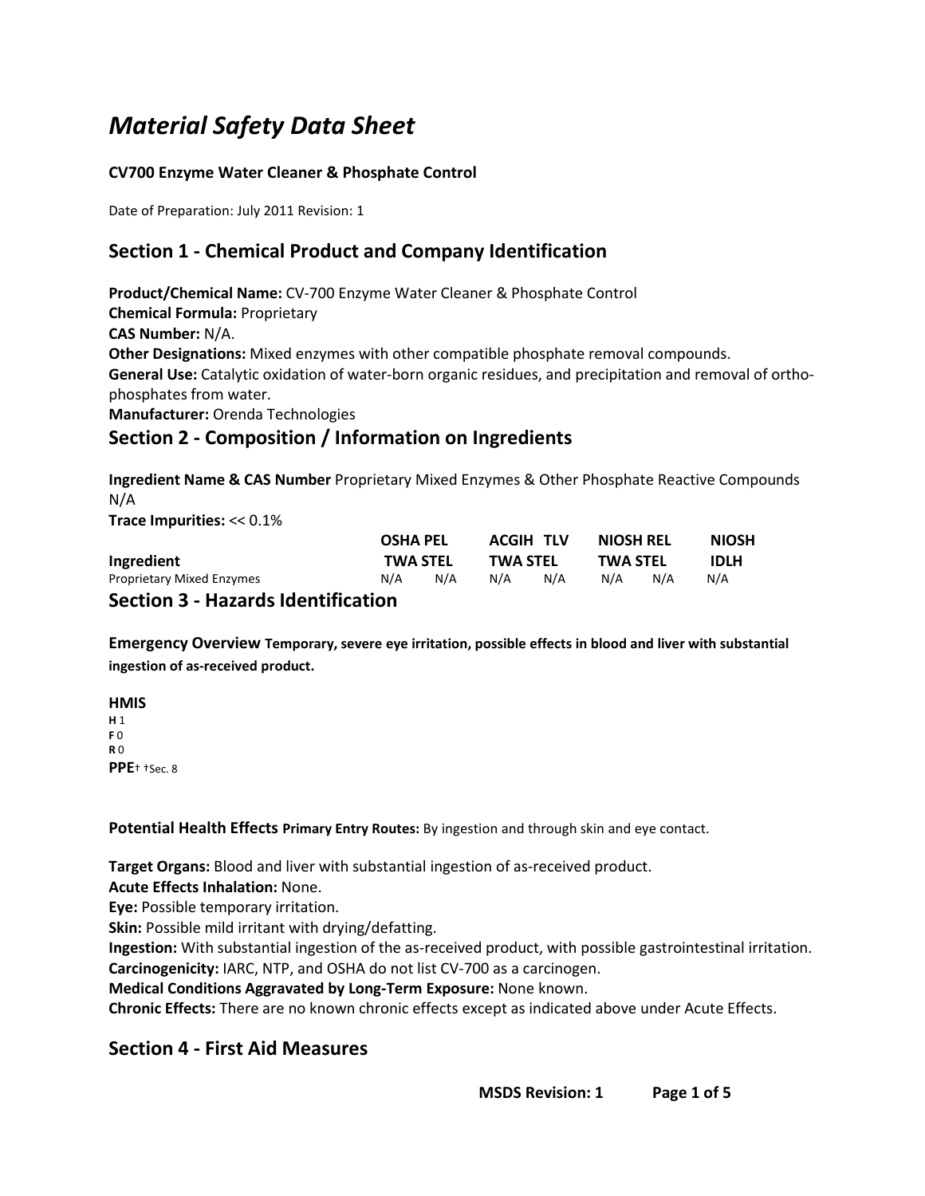# *Material Safety Data Sheet*

**CV700 Enzyme Water Cleaner & Phosphate Control**

Date of Preparation: July 2011 Revision: 1

## Section 1 - Chemical Product and Company Identification

**Product/Chemical Name:** CV-700 Enzyme Water Cleaner & Phosphate Control
**Chemical Formula:** Proprietary
**CAS Number:** N/A.
**Other Designations:** Mixed enzymes with other compatible phosphate removal compounds.
**General Use:** Catalytic oxidation of water-born organic residues, and precipitation and removal of ortho-phosphates from water.
**Manufacturer:** Orenda Technologies

## Section 2 - Composition / Information on Ingredients

**Ingredient Name & CAS Number** Proprietary Mixed Enzymes & Other Phosphate Reactive Compounds N/A
**Trace Impurities:** << 0.1%

| Ingredient | OSHA PEL TWA | OSHA PEL STEL | ACGIH TLV TWA | ACGIH TLV STEL | NIOSH REL TWA | NIOSH REL STEL | NIOSH IDLH |
|---|---|---|---|---|---|---|---|
| Proprietary Mixed Enzymes | N/A | N/A | N/A | N/A | N/A | N/A | N/A |

## Section 3 - Hazards Identification

**Emergency Overview** **Temporary, severe eye irritation, possible effects in blood and liver with substantial ingestion of as-received product.**

**HMIS**
**H** 1
**F** 0
**R** 0
**PPE**† †Sec. 8

**Potential Health Effects** **Primary Entry Routes:** By ingestion and through skin and eye contact.

**Target Organs:** Blood and liver with substantial ingestion of as-received product.
**Acute Effects Inhalation:** None.
**Eye:** Possible temporary irritation.
**Skin:** Possible mild irritant with drying/defatting.
**Ingestion:** With substantial ingestion of the as-received product, with possible gastrointestinal irritation.
**Carcinogenicity:** IARC, NTP, and OSHA do not list CV-700 as a carcinogen.
**Medical Conditions Aggravated by Long-Term Exposure:** None known.
**Chronic Effects:** There are no known chronic effects except as indicated above under Acute Effects.

## Section 4 - First Aid Measures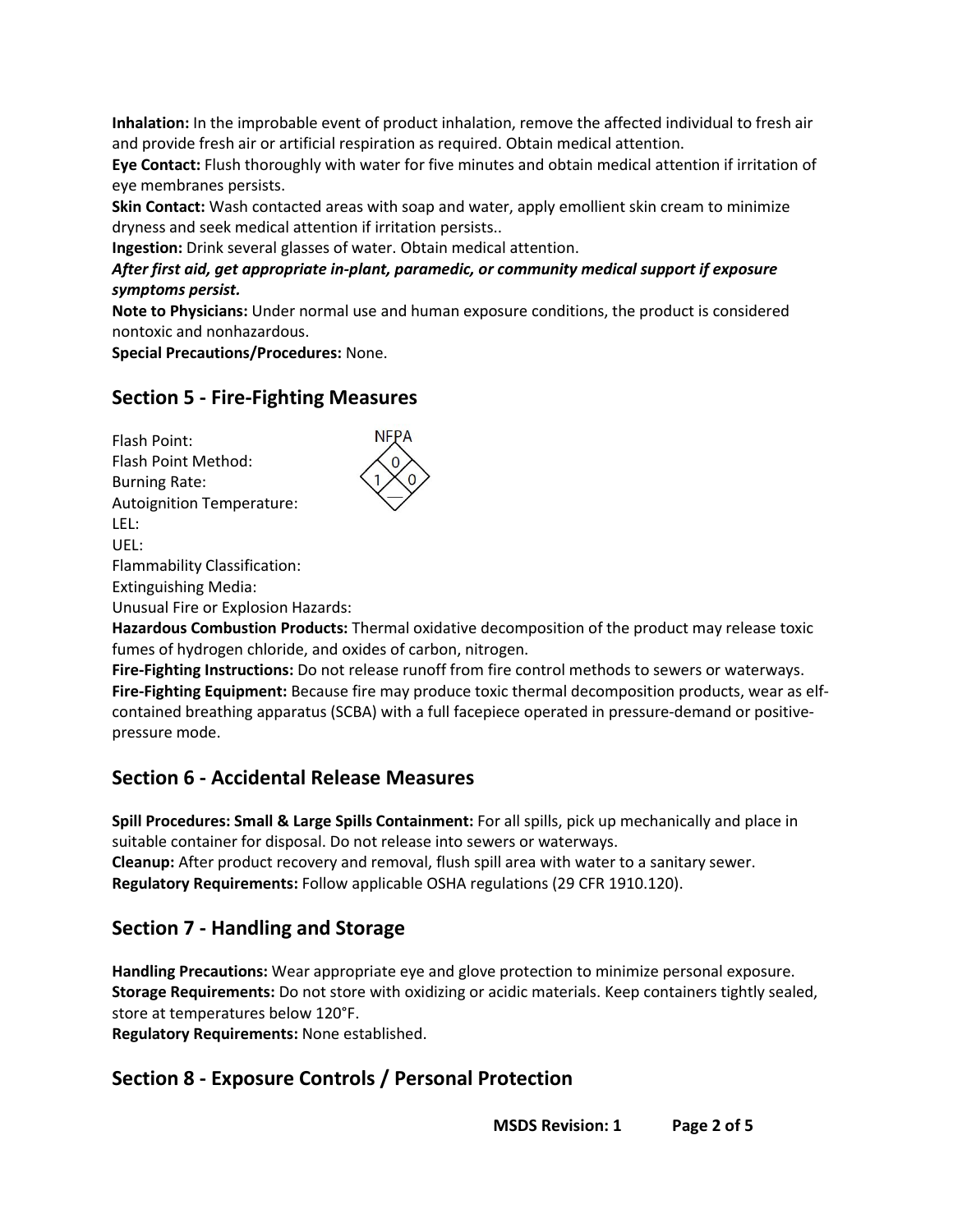**Inhalation:** In the improbable event of product inhalation, remove the affected individual to fresh air and provide fresh air or artificial respiration as required. Obtain medical attention.
**Eye Contact:** Flush thoroughly with water for five minutes and obtain medical attention if irritation of eye membranes persists.
**Skin Contact:** Wash contacted areas with soap and water, apply emollient skin cream to minimize dryness and seek medical attention if irritation persists..
**Ingestion:** Drink several glasses of water. Obtain medical attention.
***After first aid, get appropriate in-plant, paramedic, or community medical support if exposure symptoms persist.***
**Note to Physicians:** Under normal use and human exposure conditions, the product is considered nontoxic and nonhazardous.
**Special Precautions/Procedures:** None.

## Section 5 - Fire-Fighting Measures

Flash Point:
Flash Point Method:
Burning Rate:
Autoignition Temperature:
LEL:
UEL:
Flammability Classification:
Extinguishing Media:
Unusual Fire or Explosion Hazards:

NFPA: Flammability 0, Health 1, Reactivity 0, Special —

**Hazardous Combustion Products:** Thermal oxidative decomposition of the product may release toxic fumes of hydrogen chloride, and oxides of carbon, nitrogen.
**Fire-Fighting Instructions:** Do not release runoff from fire control methods to sewers or waterways.
**Fire-Fighting Equipment:** Because fire may produce toxic thermal decomposition products, wear as elf-contained breathing apparatus (SCBA) with a full facepiece operated in pressure-demand or positive-pressure mode.

## Section 6 - Accidental Release Measures

**Spill Procedures: Small & Large Spills Containment:** For all spills, pick up mechanically and place in suitable container for disposal. Do not release into sewers or waterways.
**Cleanup:** After product recovery and removal, flush spill area with water to a sanitary sewer.
**Regulatory Requirements:** Follow applicable OSHA regulations (29 CFR 1910.120).

## Section 7 - Handling and Storage

**Handling Precautions:** Wear appropriate eye and glove protection to minimize personal exposure.
**Storage Requirements:** Do not store with oxidizing or acidic materials. Keep containers tightly sealed, store at temperatures below 120°F.
**Regulatory Requirements:** None established.

## Section 8 - Exposure Controls / Personal Protection

**MSDS Revision: 1**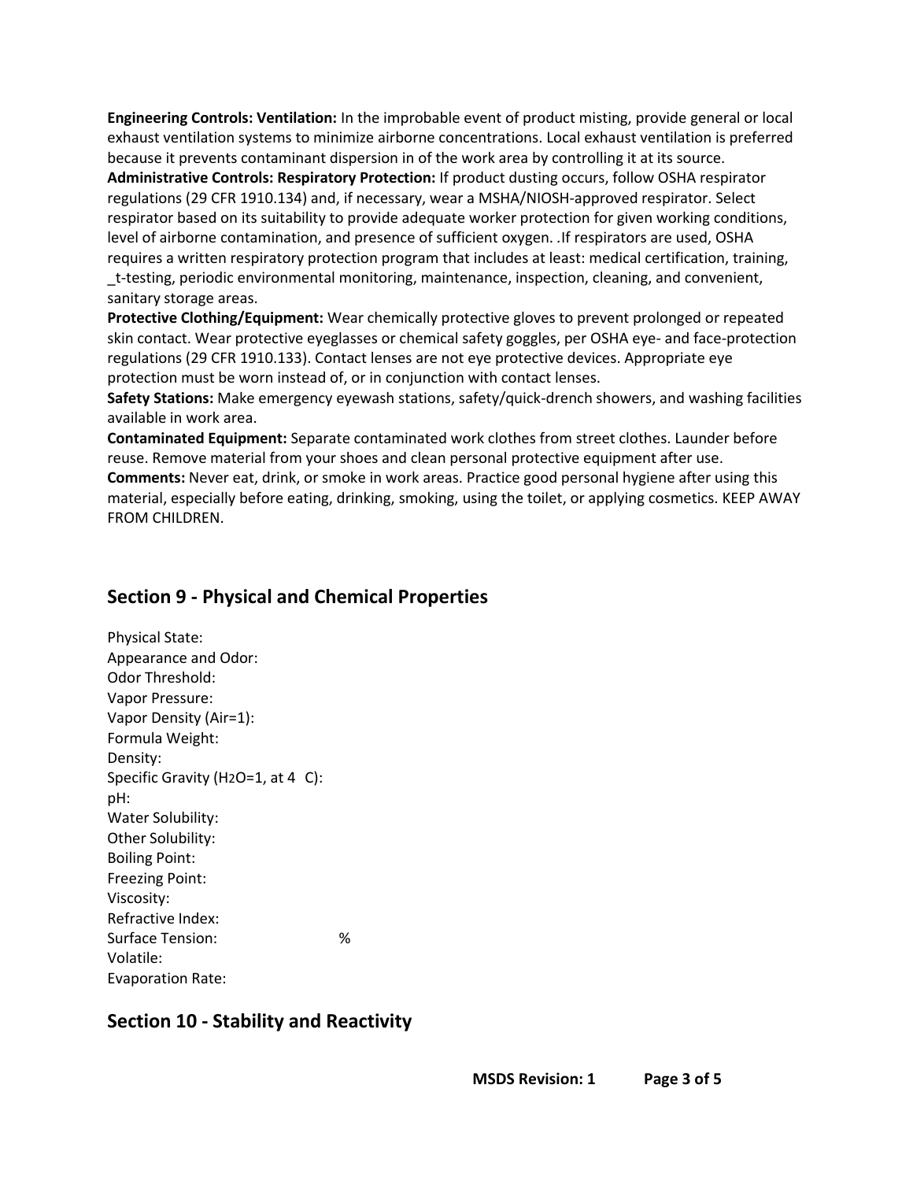**Engineering Controls: Ventilation:** In the improbable event of product misting, provide general or local exhaust ventilation systems to minimize airborne concentrations. Local exhaust ventilation is preferred because it prevents contaminant dispersion in of the work area by controlling it at its source.
**Administrative Controls: Respiratory Protection:** If product dusting occurs, follow OSHA respirator regulations (29 CFR 1910.134) and, if necessary, wear a MSHA/NIOSH-approved respirator. Select respirator based on its suitability to provide adequate worker protection for given working conditions, level of airborne contamination, and presence of sufficient oxygen. .If respirators are used, OSHA requires a written respiratory protection program that includes at least: medical certification, training, _t-testing, periodic environmental monitoring, maintenance, inspection, cleaning, and convenient, sanitary storage areas.
**Protective Clothing/Equipment:** Wear chemically protective gloves to prevent prolonged or repeated skin contact. Wear protective eyeglasses or chemical safety goggles, per OSHA eye- and face-protection regulations (29 CFR 1910.133). Contact lenses are not eye protective devices. Appropriate eye protection must be worn instead of, or in conjunction with contact lenses.
**Safety Stations:** Make emergency eyewash stations, safety/quick-drench showers, and washing facilities available in work area.
**Contaminated Equipment:** Separate contaminated work clothes from street clothes. Launder before reuse. Remove material from your shoes and clean personal protective equipment after use.
**Comments:** Never eat, drink, or smoke in work areas. Practice good personal hygiene after using this material, especially before eating, drinking, smoking, using the toilet, or applying cosmetics. KEEP AWAY FROM CHILDREN.

## Section 9 - Physical and Chemical Properties

Physical State:
Appearance and Odor:
Odor Threshold:
Vapor Pressure:
Vapor Density (Air=1):
Formula Weight:
Density:
Specific Gravity ($H_2O$=1, at 4 C):
pH:
Water Solubility:
Other Solubility:
Boiling Point:
Freezing Point:
Viscosity:
Refractive Index:
Surface Tension: %
Volatile:
Evaporation Rate:

## Section 10 - Stability and Reactivity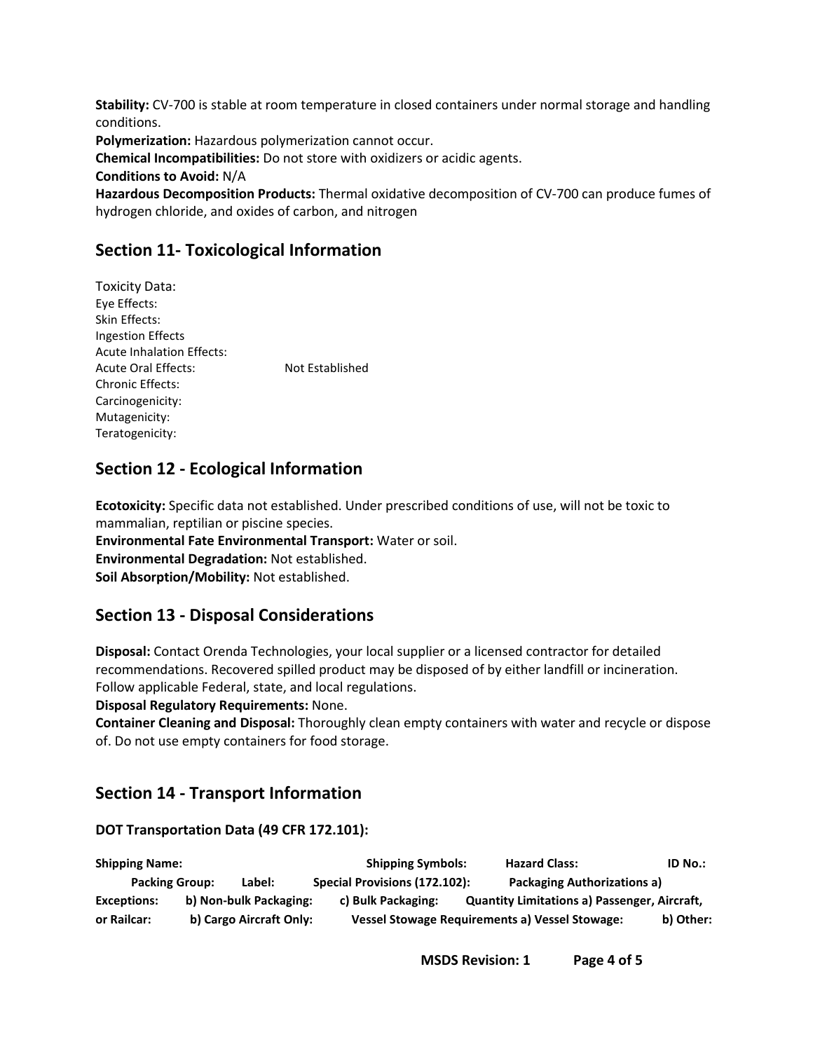**Stability:** CV-700 is stable at room temperature in closed containers under normal storage and handling conditions.
**Polymerization:** Hazardous polymerization cannot occur.
**Chemical Incompatibilities:** Do not store with oxidizers or acidic agents.
**Conditions to Avoid:** N/A
**Hazardous Decomposition Products:** Thermal oxidative decomposition of CV-700 can produce fumes of hydrogen chloride, and oxides of carbon, and nitrogen

## Section 11- Toxicological Information

Toxicity Data:
Eye Effects:
Skin Effects:
Ingestion Effects
Acute Inhalation Effects:
Acute Oral Effects: Not Established
Chronic Effects:
Carcinogenicity:
Mutagenicity:
Teratogenicity:

## Section 12 - Ecological Information

**Ecotoxicity:** Specific data not established. Under prescribed conditions of use, will not be toxic to mammalian, reptilian or piscine species.
**Environmental Fate Environmental Transport:** Water or soil.
**Environmental Degradation:** Not established.
**Soil Absorption/Mobility:** Not established.

## Section 13 - Disposal Considerations

**Disposal:** Contact Orenda Technologies, your local supplier or a licensed contractor for detailed recommendations. Recovered spilled product may be disposed of by either landfill or incineration. Follow applicable Federal, state, and local regulations.
**Disposal Regulatory Requirements:** None.
**Container Cleaning and Disposal:** Thoroughly clean empty containers with water and recycle or dispose of. Do not use empty containers for food storage.

## Section 14 - Transport Information

### DOT Transportation Data (49 CFR 172.101):

**Shipping Name:** **Shipping Symbols:** **Hazard Class:** **ID No.:** **Packing Group:** **Label:** **Special Provisions (172.102):** **Packaging Authorizations a) Exceptions:** **b) Non-bulk Packaging:** **c) Bulk Packaging:** **Quantity Limitations a) Passenger, Aircraft, or Railcar:** **b) Cargo Aircraft Only:** **Vessel Stowage Requirements a) Vessel Stowage:** **b) Other:**

**MSDS Revision: 1**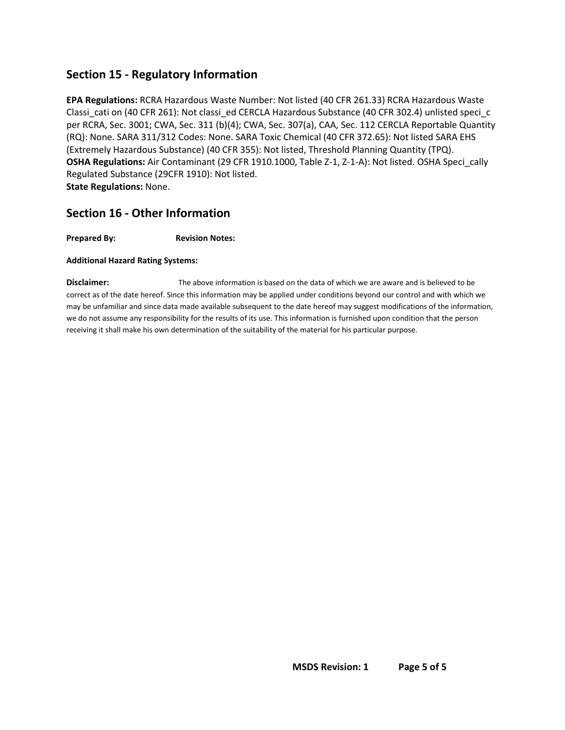## Section 15 - Regulatory Information

**EPA Regulations:** RCRA Hazardous Waste Number: Not listed (40 CFR 261.33) RCRA Hazardous Waste Classi_cati on (40 CFR 261): Not classi_ed CERCLA Hazardous Substance (40 CFR 302.4) unlisted speci_c per RCRA, Sec. 3001; CWA, Sec. 311 (b)(4); CWA, Sec. 307(a), CAA, Sec. 112 CERCLA Reportable Quantity (RQ): None. SARA 311/312 Codes: None. SARA Toxic Chemical (40 CFR 372.65): Not listed SARA EHS (Extremely Hazardous Substance) (40 CFR 355): Not listed, Threshold Planning Quantity (TPQ).
**OSHA Regulations:** Air Contaminant (29 CFR 1910.1000, Table Z-1, Z-1-A): Not listed. OSHA Speci_cally Regulated Substance (29CFR 1910): Not listed.
**State Regulations:** None.

## Section 16 - Other Information

**Prepared By:** **Revision Notes:**

**Additional Hazard Rating Systems:**

**Disclaimer:** The above information is based on the data of which we are aware and is believed to be correct as of the date hereof. Since this information may be applied under conditions beyond our control and with which we may be unfamiliar and since data made available subsequent to the date hereof may suggest modifications of the information, we do not assume any responsibility for the results of its use. This information is furnished upon condition that the person receiving it shall make his own determination of the suitability of the material for his particular purpose.

**MSDS Revision: 1**